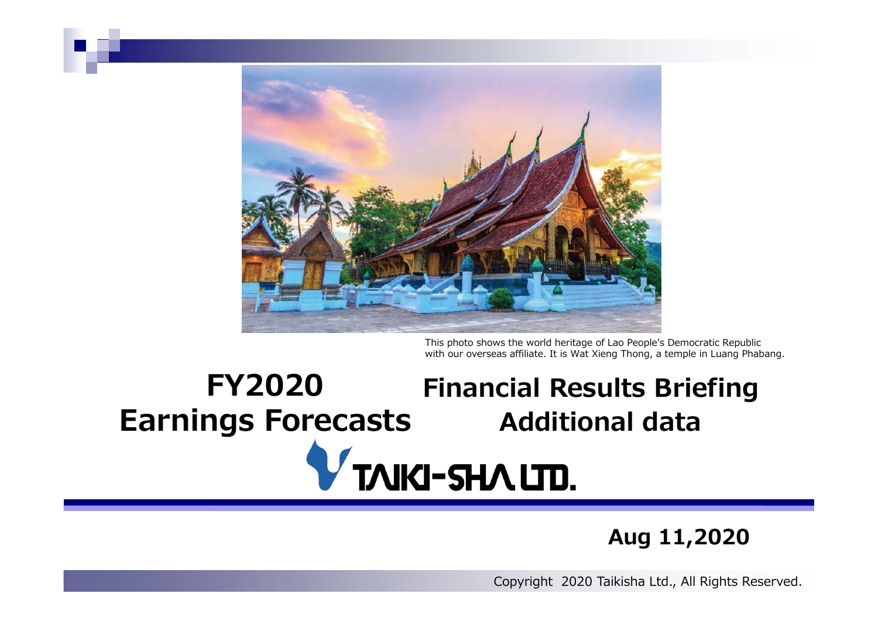This photo shows the world heritage of Lao People's Democratic Republic with our overseas affiliate. It is Wat Xieng Thong, a temple in Luang Phabang.

# FY2020 Earnings Forecasts

# Financial Results Briefing Additional data

TAIKI-SHA LTD.

**Aug 11,2020**

Copyright 2020 Taikisha Ltd., All Rights Reserved.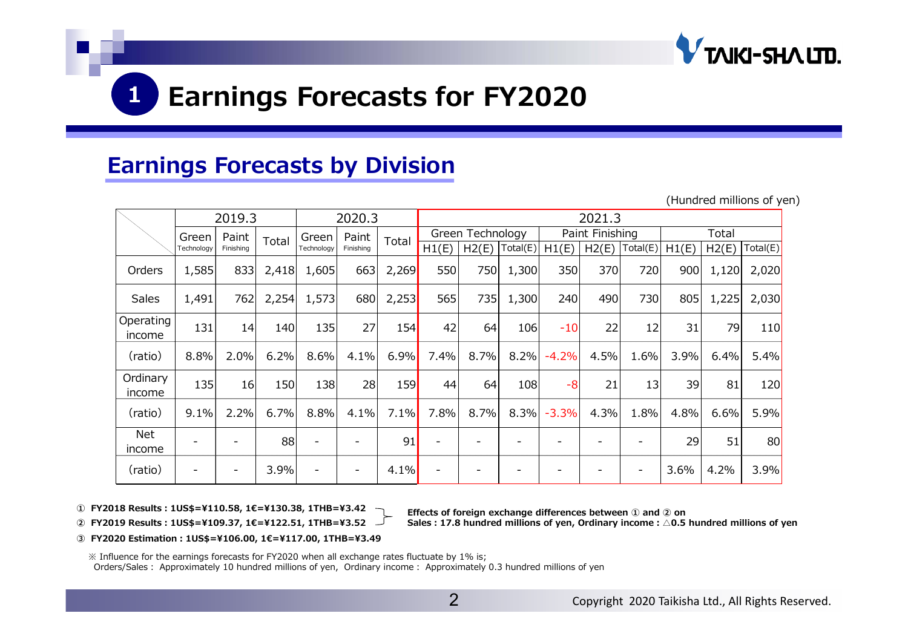# 1 Earnings Forecasts for FY2020

## Earnings Forecasts by Division

(Hundred millions of yen)

| | 2019.3 | | | 2020.3 | | | 2021.3 | | | | | | | | |
|---|---|---|---|---|---|---|---|---|---|---|---|---|---|---|---|
| | Green Technology | Paint Finishing | Total | Green Technology | Paint Finishing | Total | Green Technology | | | Paint Finishing | | | Total | | |
| | | | | | | | H1(E) | H2(E) | Total(E) | H1(E) | H2(E) | Total(E) | H1(E) | H2(E) | Total(E) |
| Orders | 1,585 | 833 | 2,418 | 1,605 | 663 | 2,269 | 550 | 750 | 1,300 | 350 | 370 | 720 | 900 | 1,120 | 2,020 |
| Sales | 1,491 | 762 | 2,254 | 1,573 | 680 | 2,253 | 565 | 735 | 1,300 | 240 | 490 | 730 | 805 | 1,225 | 2,030 |
| Operating income | 131 | 14 | 140 | 135 | 27 | 154 | 42 | 64 | 106 | -10 | 22 | 12 | 31 | 79 | 110 |
| (ratio) | 8.8% | 2.0% | 6.2% | 8.6% | 4.1% | 6.9% | 7.4% | 8.7% | 8.2% | -4.2% | 4.5% | 1.6% | 3.9% | 6.4% | 5.4% |
| Ordinary income | 135 | 16 | 150 | 138 | 28 | 159 | 44 | 64 | 108 | -8 | 21 | 13 | 39 | 81 | 120 |
| (ratio) | 9.1% | 2.2% | 6.7% | 8.8% | 4.1% | 7.1% | 7.8% | 8.7% | 8.3% | -3.3% | 4.3% | 1.8% | 4.8% | 6.6% | 5.9% |
| Net income | - | - | 88 | - | - | 91 | - | - | - | - | - | - | 29 | 51 | 80 |
| (ratio) | - | - | 3.9% | - | - | 4.1% | - | - | - | - | - | - | 3.6% | 4.2% | 3.9% |

**① FY2018 Results : 1US$=¥110.58, 1€=¥130.38, 1THB=¥3.42**
**② FY2019 Results : 1US$=¥109.37, 1€=¥122.51, 1THB=¥3.52**
**③ FY2020 Estimation : 1US$=¥106.00, 1€=¥117.00, 1THB=¥3.49**

**Effects of foreign exchange differences between ① and ② on**
**Sales : 17.8 hundred millions of yen, Ordinary income : △0.5 hundred millions of yen**

※ Influence for the earnings forecasts for FY2020 when all exchange rates fluctuate by 1% is;
Orders/Sales : Approximately 10 hundred millions of yen, Ordinary income : Approximately 0.3 hundred millions of yen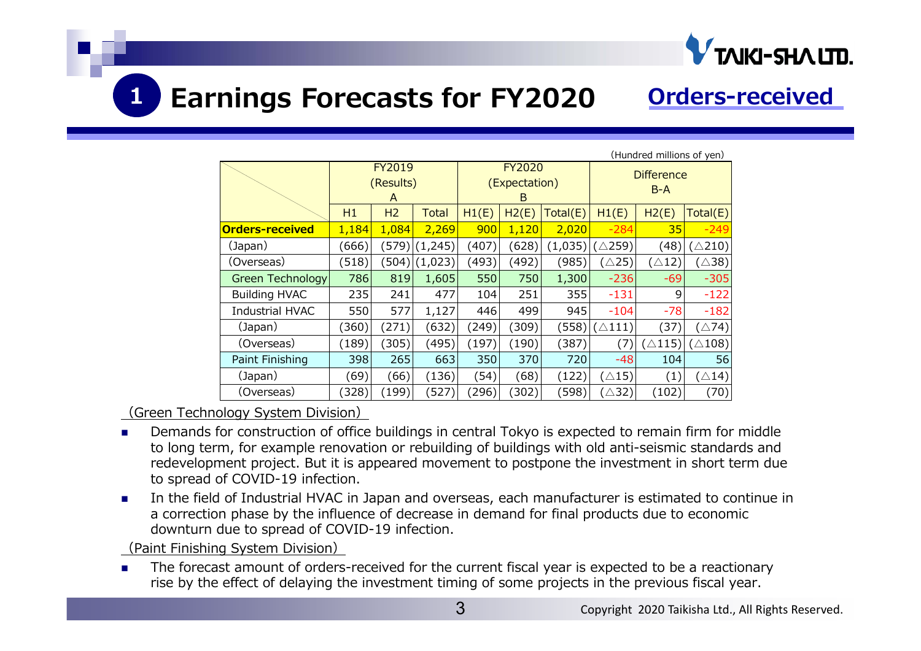# 1 Earnings Forecasts for FY2020

## Orders-received

(Hundred millions of yen)

| | FY2019 (Results) A | | | FY2020 (Expectation) B | | | Difference B-A | | |
|---|---|---|---|---|---|---|---|---|---|
| | H1 | H2 | Total | H1(E) | H2(E) | Total(E) | H1(E) | H2(E) | Total(E) |
| **Orders-received** | 1,184 | 1,084 | 2,269 | 900 | 1,120 | 2,020 | -284 | 35 | -249 |
| (Japan) | (666) | (579) | (1,245) | (407) | (628) | (1,035) | (△259) | (48) | (△210) |
| (Overseas) | (518) | (504) | (1,023) | (493) | (492) | (985) | (△25) | (△12) | (△38) |
| Green Technology | 786 | 819 | 1,605 | 550 | 750 | 1,300 | -236 | -69 | -305 |
| Building HVAC | 235 | 241 | 477 | 104 | 251 | 355 | -131 | 9 | -122 |
| Industrial HVAC | 550 | 577 | 1,127 | 446 | 499 | 945 | -104 | -78 | -182 |
| (Japan) | (360) | (271) | (632) | (249) | (309) | (558) | (△111) | (37) | (△74) |
| (Overseas) | (189) | (305) | (495) | (197) | (190) | (387) | (7) | (△115) | (△108) |
| Paint Finishing | 398 | 265 | 663 | 350 | 370 | 720 | -48 | 104 | 56 |
| (Japan) | (69) | (66) | (136) | (54) | (68) | (122) | (△15) | (1) | (△14) |
| (Overseas) | (328) | (199) | (527) | (296) | (302) | (598) | (△32) | (102) | (70) |

(Green Technology System Division)

- Demands for construction of office buildings in central Tokyo is expected to remain firm for middle to long term, for example renovation or rebuilding of buildings with old anti-seismic standards and redevelopment project. But it is appeared movement to postpone the investment in short term due to spread of COVID-19 infection.
- In the field of Industrial HVAC in Japan and overseas, each manufacturer is estimated to continue in a correction phase by the influence of decrease in demand for final products due to economic downturn due to spread of COVID-19 infection.

(Paint Finishing System Division)

- The forecast amount of orders-received for the current fiscal year is expected to be a reactionary rise by the effect of delaying the investment timing of some projects in the previous fiscal year.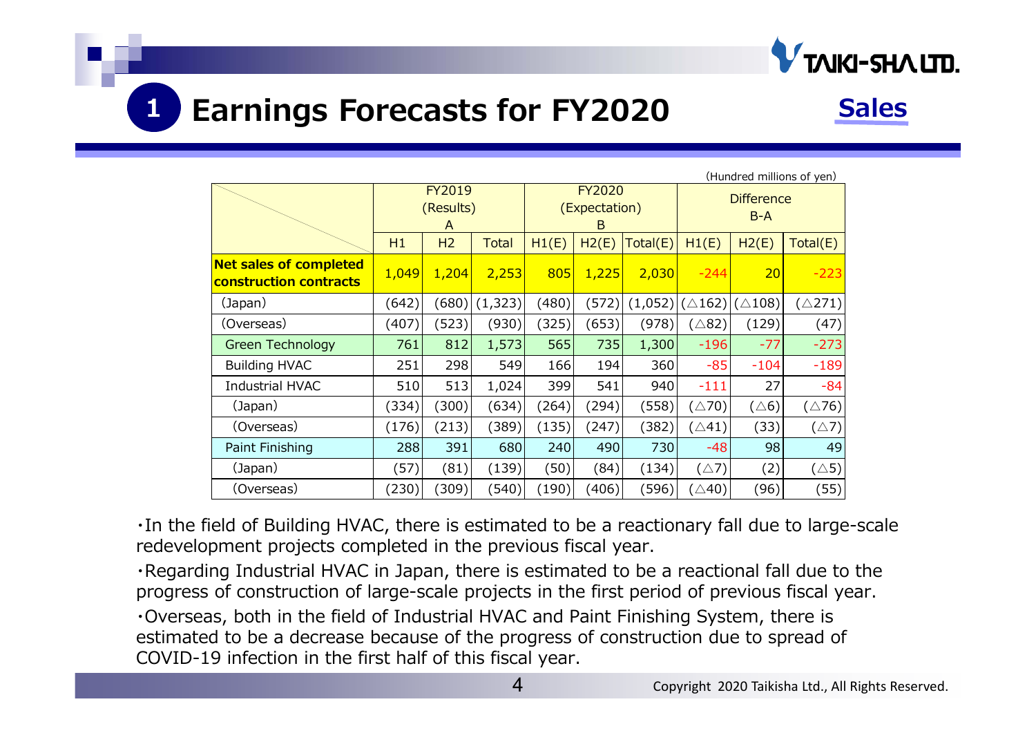# 1 Earnings Forecasts for FY2020

**Sales**

(Hundred millions of yen)

| | FY2019 (Results) A | | | FY2020 (Expectation) B | | | Difference B-A | | |
|---|---|---|---|---|---|---|---|---|---|
| | H1 | H2 | Total | H1(E) | H2(E) | Total(E) | H1(E) | H2(E) | Total(E) |
| **Net sales of completed construction contracts** | 1,049 | 1,204 | 2,253 | 805 | 1,225 | 2,030 | -244 | 20 | -223 |
| (Japan) | (642) | (680) | (1,323) | (480) | (572) | (1,052) | (△162) | (△108) | (△271) |
| (Overseas) | (407) | (523) | (930) | (325) | (653) | (978) | (△82) | (129) | (47) |
| Green Technology | 761 | 812 | 1,573 | 565 | 735 | 1,300 | -196 | -77 | -273 |
| Building HVAC | 251 | 298 | 549 | 166 | 194 | 360 | -85 | -104 | -189 |
| Industrial HVAC | 510 | 513 | 1,024 | 399 | 541 | 940 | -111 | 27 | -84 |
| (Japan) | (334) | (300) | (634) | (264) | (294) | (558) | (△70) | (△6) | (△76) |
| (Overseas) | (176) | (213) | (389) | (135) | (247) | (382) | (△41) | (33) | (△7) |
| Paint Finishing | 288 | 391 | 680 | 240 | 490 | 730 | -48 | 98 | 49 |
| (Japan) | (57) | (81) | (139) | (50) | (84) | (134) | (△7) | (2) | (△5) |
| (Overseas) | (230) | (309) | (540) | (190) | (406) | (596) | (△40) | (96) | (55) |

・In the field of Building HVAC, there is estimated to be a reactionary fall due to large-scale redevelopment projects completed in the previous fiscal year.

・Regarding Industrial HVAC in Japan, there is estimated to be a reactional fall due to the progress of construction of large-scale projects in the first period of previous fiscal year.

・Overseas, both in the field of Industrial HVAC and Paint Finishing System, there is estimated to be a decrease because of the progress of construction due to spread of COVID-19 infection in the first half of this fiscal year.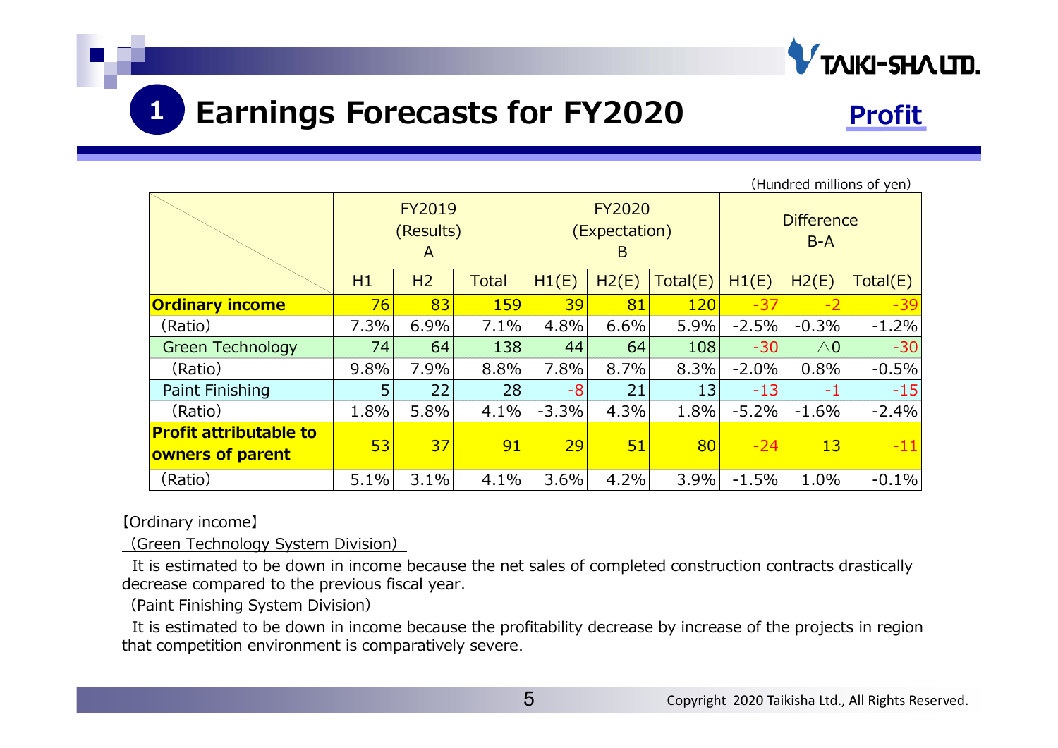# 1 Earnings Forecasts for FY2020

**Profit**

(Hundred millions of yen)

| | FY2019 (Results) A | | | FY2020 (Expectation) B | | | Difference B-A | | |
|---|---|---|---|---|---|---|---|---|---|
| | H1 | H2 | Total | H1(E) | H2(E) | Total(E) | H1(E) | H2(E) | Total(E) |
| **Ordinary income** | 76 | 83 | 159 | 39 | 81 | 120 | -37 | -2 | -39 |
| (Ratio) | 7.3% | 6.9% | 7.1% | 4.8% | 6.6% | 5.9% | -2.5% | -0.3% | -1.2% |
| Green Technology | 74 | 64 | 138 | 44 | 64 | 108 | -30 | △0 | -30 |
| (Ratio) | 9.8% | 7.9% | 8.8% | 7.8% | 8.7% | 8.3% | -2.0% | 0.8% | -0.5% |
| Paint Finishing | 5 | 22 | 28 | -8 | 21 | 13 | -13 | -1 | -15 |
| (Ratio) | 1.8% | 5.8% | 4.1% | -3.3% | 4.3% | 1.8% | -5.2% | -1.6% | -2.4% |
| **Profit attributable to owners of parent** | 53 | 37 | 91 | 29 | 51 | 80 | -24 | 13 | -11 |
| (Ratio) | 5.1% | 3.1% | 4.1% | 3.6% | 4.2% | 3.9% | -1.5% | 1.0% | -0.1% |

【Ordinary income】

(Green Technology System Division)

It is estimated to be down in income because the net sales of completed construction contracts drastically decrease compared to the previous fiscal year.

(Paint Finishing System Division)

It is estimated to be down in income because the profitability decrease by increase of the projects in region that competition environment is comparatively severe.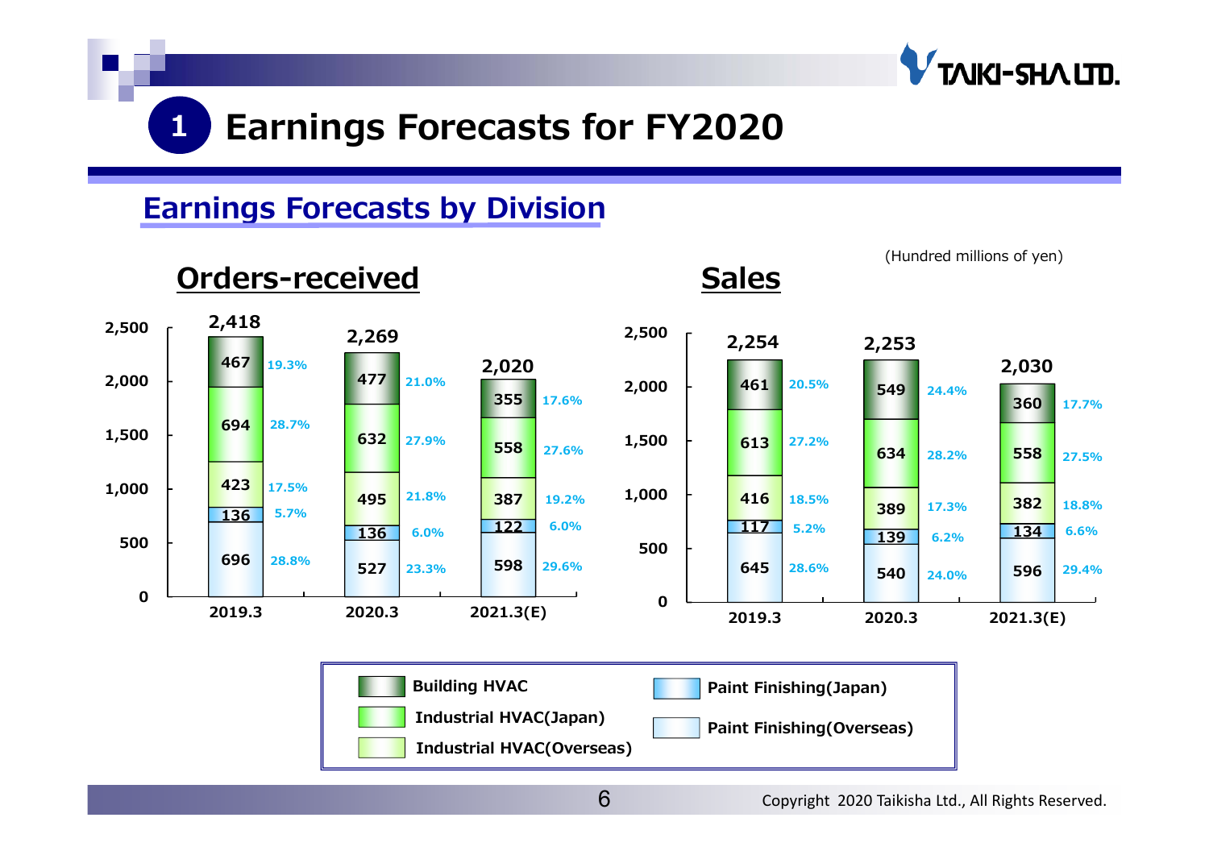# 1 Earnings Forecasts for FY2020

## Earnings Forecasts by Division

(Hundred millions of yen)

### Orders-received

| | 2019.3 | | 2020.3 | | 2021.3(E) | |
|---|---|---|---|---|---|---|
| Building HVAC | 467 | 19.3% | 477 | 21.0% | 355 | 17.6% |
| Industrial HVAC(Japan) | 694 | 28.7% | 632 | 27.9% | 558 | 27.6% |
| Industrial HVAC(Overseas) | 423 | 17.5% | 495 | 21.8% | 387 | 19.2% |
| Paint Finishing(Japan) | 136 | 5.7% | 136 | 6.0% | 122 | 6.0% |
| Paint Finishing(Overseas) | 696 | 28.8% | 527 | 23.3% | 598 | 29.6% |
| Total | 2,418 | | 2,269 | | 2,020 | |

### Sales

| | 2019.3 | | 2020.3 | | 2021.3(E) | |
|---|---|---|---|---|---|---|
| Building HVAC | 461 | 20.5% | 549 | 24.4% | 360 | 17.7% |
| Industrial HVAC(Japan) | 613 | 27.2% | 634 | 28.2% | 558 | 27.5% |
| Industrial HVAC(Overseas) | 416 | 18.5% | 389 | 17.3% | 382 | 18.8% |
| Paint Finishing(Japan) | 117 | 5.2% | 139 | 6.2% | 134 | 6.6% |
| Paint Finishing(Overseas) | 645 | 28.6% | 540 | 24.0% | 596 | 29.4% |
| Total | 2,254 | | 2,253 | | 2,030 | |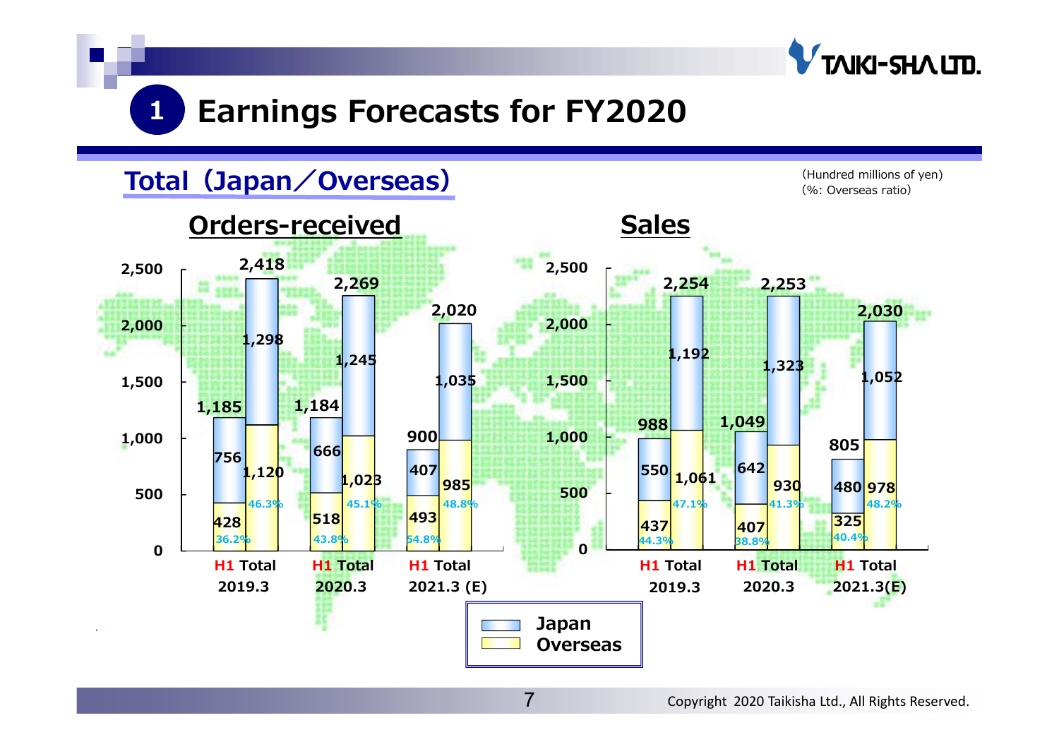# 1 Earnings Forecasts for FY2020

## Total（Japan／Overseas）

(Hundred millions of yen)
(%: Overseas ratio)

### Orders-received

| | 2019.3 H1 | 2019.3 Total | 2020.3 H1 | 2020.3 Total | 2021.3 (E) H1 | 2021.3 (E) Total |
|---|---|---|---|---|---|---|
| Japan | 756 | 1,298 | 666 | 1,245 | 407 | 1,035 |
| Overseas | 428 | 1,120 | 518 | 1,023 | 493 | 985 |
| Overseas ratio | 36.2% | 46.3% | 43.8% | 45.1% | 54.8% | 48.8% |
| Total | 1,185 | 2,418 | 1,184 | 2,269 | 900 | 2,020 |

### Sales

| | 2019.3 H1 | 2019.3 Total | 2020.3 H1 | 2020.3 Total | 2021.3(E) H1 | 2021.3(E) Total |
|---|---|---|---|---|---|---|
| Japan | 550 | 1,192 | 642 | 1,323 | 480 | 1,052 |
| Overseas | 437 | 1,061 | 407 | 930 | 325 | 978 |
| Overseas ratio | 44.3% | 47.1% | 38.8% | 41.3% | 40.4% | 48.2% |
| Total | 988 | 2,254 | 1,049 | 2,253 | 805 | 2,030 |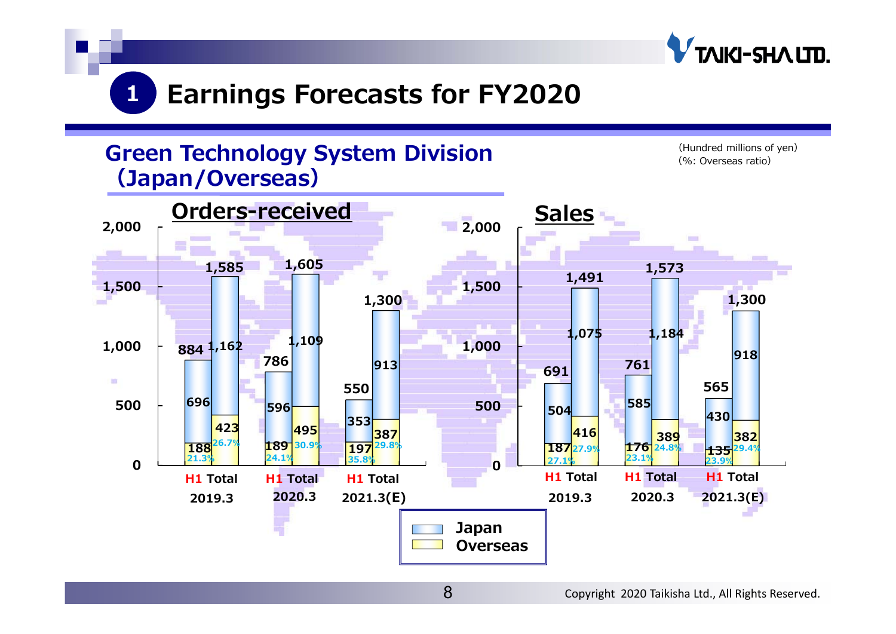## 1 Earnings Forecasts for FY2020

### Green Technology System Division (Japan/Overseas)

(Hundred millions of yen)
(%: Overseas ratio)

**Orders-received**

| | H1 2019.3 | Total 2019.3 | H1 2020.3 | Total 2020.3 | H1 2021.3(E) | Total 2021.3(E) |
|---|---|---|---|---|---|---|
| Japan | 696 | 1,162 | 596 | 1,109 | 353 | 913 |
| Overseas | 188 | 423 | 189 | 495 | 197 | 387 |
| Overseas ratio | 21.3% | 26.7% | 24.1% | 30.9% | 35.8% | 29.8% |
| Total | 884 | 1,585 | 786 | 1,605 | 550 | 1,300 |

**Sales**

| | H1 2019.3 | Total 2019.3 | H1 2020.3 | Total 2020.3 | H1 2021.3(E) | Total 2021.3(E) |
|---|---|---|---|---|---|---|
| Japan | 504 | 1,075 | 585 | 1,184 | 430 | 918 |
| Overseas | 187 | 416 | 176 | 389 | 135 | 382 |
| Overseas ratio | 27.1% | 27.9% | 23.1% | 24.8% | 23.9% | 29.4% |
| Total | 691 | 1,491 | 761 | 1,573 | 565 | 1,300 |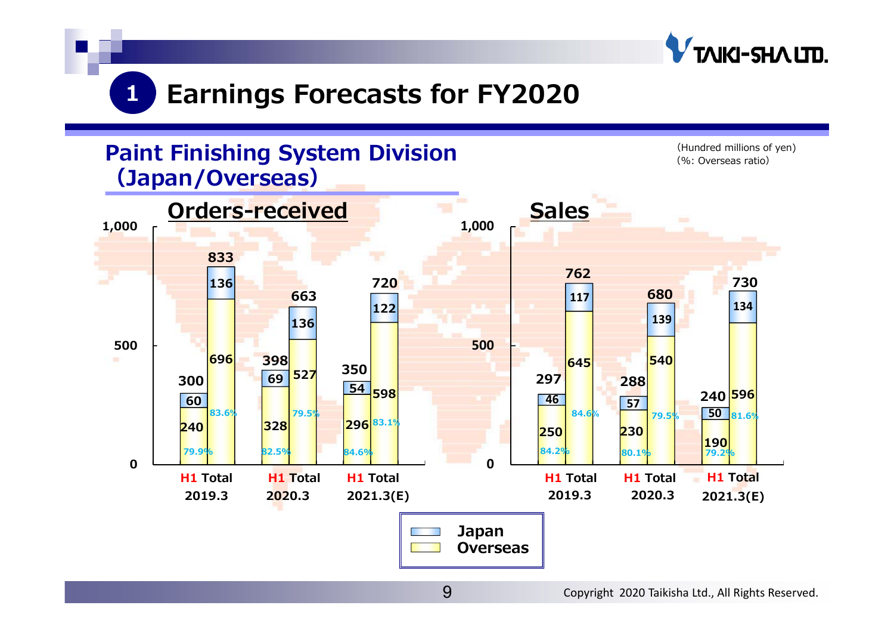# 1 Earnings Forecasts for FY2020

## Paint Finishing System Division (Japan/Overseas)

(Hundred millions of yen)
(%: Overseas ratio)

### Orders-received

| | H1 2019.3 | Total 2019.3 | H1 2020.3 | Total 2020.3 | H1 2021.3(E) | Total 2021.3(E) |
|---|---|---|---|---|---|---|
| Japan | 60 | 136 | 69 | 136 | 54 | 122 |
| Overseas | 240 | 696 | 328 | 527 | 296 | 598 |
| Total | 300 | 833 | 398 | 663 | 350 | 720 |
| Overseas ratio | 79.9% | 83.6% | 82.5% | 79.5% | 84.6% | 83.1% |

### Sales

| | H1 2019.3 | Total 2019.3 | H1 2020.3 | Total 2020.3 | H1 2021.3(E) | Total 2021.3(E) |
|---|---|---|---|---|---|---|
| Japan | 46 | 117 | 57 | 139 | 50 | 134 |
| Overseas | 250 | 645 | 230 | 540 | 190 | 596 |
| Total | 297 | 762 | 288 | 680 | 240 | 730 |
| Overseas ratio | 84.2% | 84.6% | 80.1% | 79.5% | 79.2% | 81.6% |

Legend: Japan / Overseas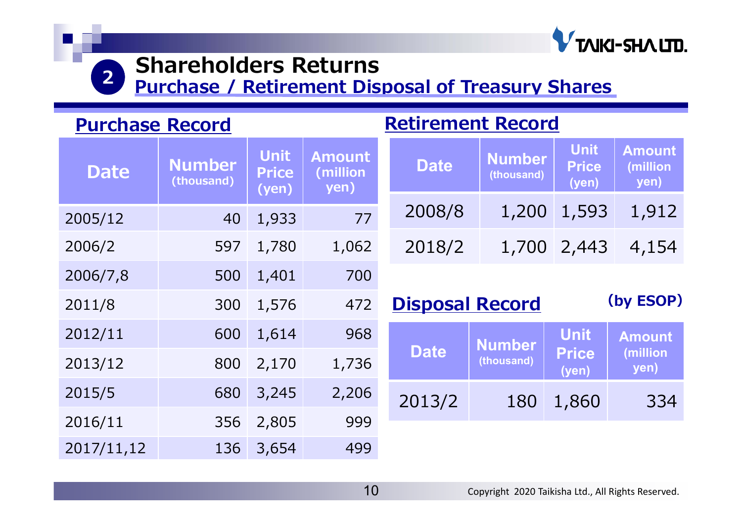## 2 Shareholders Returns

### Purchase / Retirement Disposal of Treasury Shares

### Purchase Record

| Date | Number (thousand) | Unit Price (yen) | Amount (million yen) |
|---|---|---|---|
| 2005/12 | 40 | 1,933 | 77 |
| 2006/2 | 597 | 1,780 | 1,062 |
| 2006/7,8 | 500 | 1,401 | 700 |
| 2011/8 | 300 | 1,576 | 472 |
| 2012/11 | 600 | 1,614 | 968 |
| 2013/12 | 800 | 2,170 | 1,736 |
| 2015/5 | 680 | 3,245 | 2,206 |
| 2016/11 | 356 | 2,805 | 999 |
| 2017/11,12 | 136 | 3,654 | 499 |

### Retirement Record

| Date | Number (thousand) | Unit Price (yen) | Amount (million yen) |
|---|---|---|---|
| 2008/8 | 1,200 | 1,593 | 1,912 |
| 2018/2 | 1,700 | 2,443 | 4,154 |

### Disposal Record

(by ESOP)

| Date | Number (thousand) | Unit Price (yen) | Amount (million yen) |
|---|---|---|---|
| 2013/2 | 180 | 1,860 | 334 |

Copyright 2020 Taikisha Ltd., All Rights Reserved.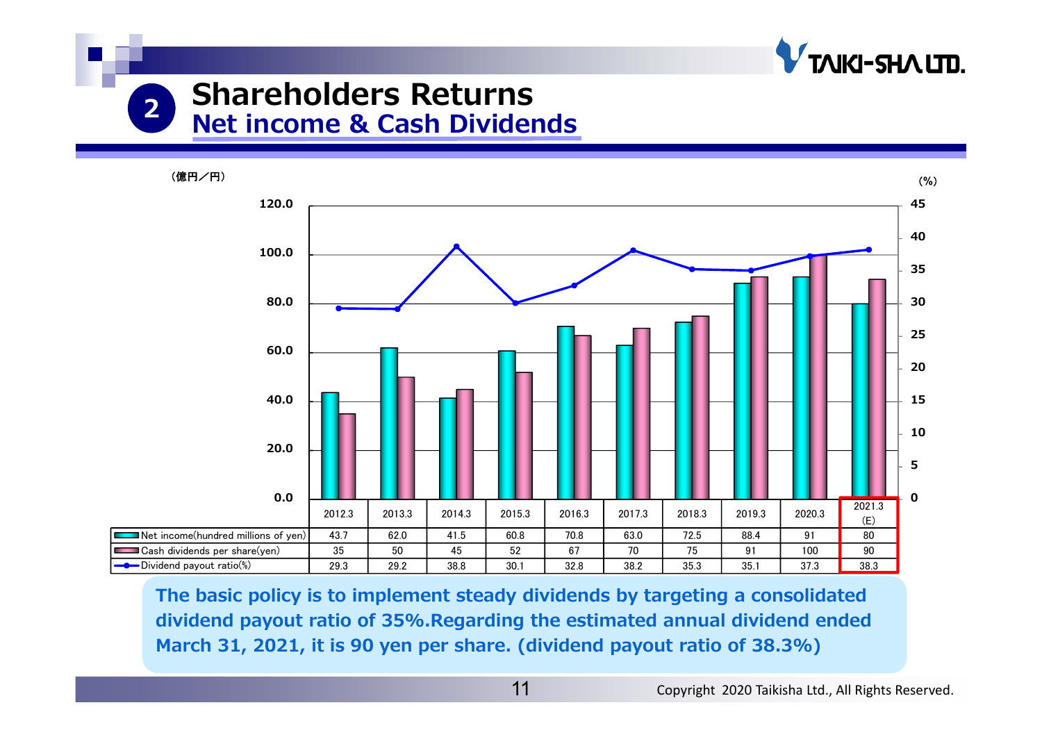## 2 Shareholders Returns

### Net income & Cash Dividends

（億円／円） (%)

| | 2012.3 | 2013.3 | 2014.3 | 2015.3 | 2016.3 | 2017.3 | 2018.3 | 2019.3 | 2020.3 | 2021.3 (E) |
|---|---|---|---|---|---|---|---|---|---|---|
| Net income(hundred millions of yen) | 43.7 | 62.0 | 41.5 | 60.8 | 70.8 | 63.0 | 72.5 | 88.4 | 91 | 80 |
| Cash dividends per share(yen) | 35 | 50 | 45 | 52 | 67 | 70 | 75 | 91 | 100 | 90 |
| Dividend payout ratio(%) | 29.3 | 29.2 | 38.8 | 30.1 | 32.8 | 38.2 | 35.3 | 35.1 | 37.3 | 38.3 |

**The basic policy is to implement steady dividends by targeting a consolidated dividend payout ratio of 35%.Regarding the estimated annual dividend ended March 31, 2021, it is 90 yen per share. (dividend payout ratio of 38.3%)**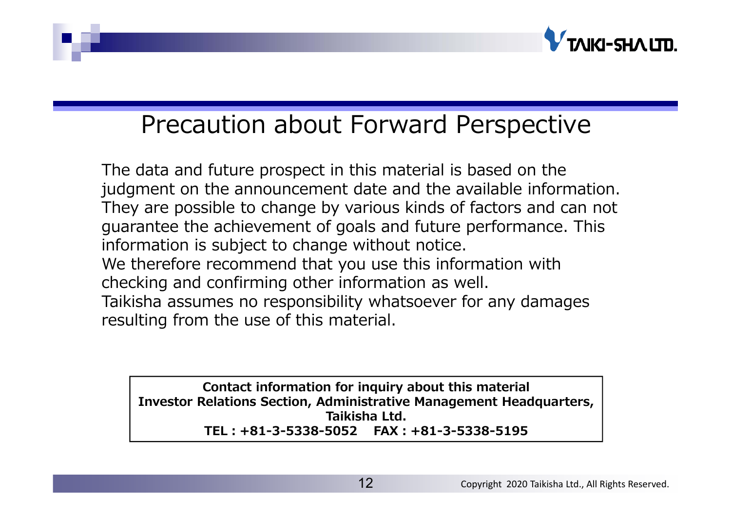# Precaution about Forward Perspective

The data and future prospect in this material is based on the judgment on the announcement date and the available information. They are possible to change by various kinds of factors and can not guarantee the achievement of goals and future performance. This information is subject to change without notice.
We therefore recommend that you use this information with checking and confirming other information as well.
Taikisha assumes no responsibility whatsoever for any damages resulting from the use of this material.

**Contact information for inquiry about this material**
**Investor Relations Section, Administrative Management Headquarters, Taikisha Ltd.**
**TEL : +81-3-5338-5052 FAX : +81-3-5338-5195**

Copyright 2020 Taikisha Ltd., All Rights Reserved.